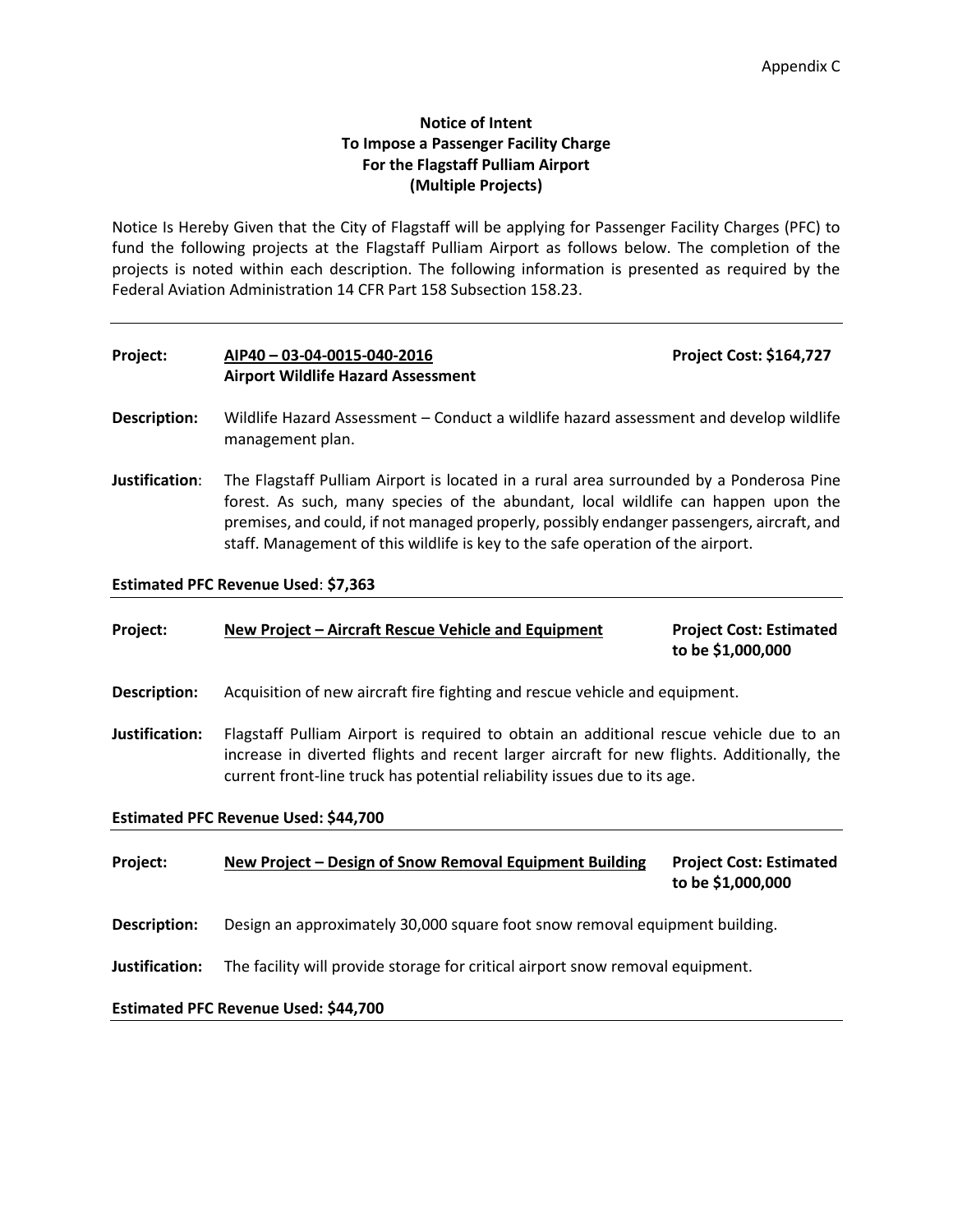Appendix C

**Notice of Intent**
**To Impose a Passenger Facility Charge**
**For the Flagstaff Pulliam Airport**
**(Multiple Projects)**

Notice Is Hereby Given that the City of Flagstaff will be applying for Passenger Facility Charges (PFC) to fund the following projects at the Flagstaff Pulliam Airport as follows below. The completion of the projects is noted within each description. The following information is presented as required by the Federal Aviation Administration 14 CFR Part 158 Subsection 158.23.

---

**Project:** **AIP40 – 03-04-0015-040-2016**
**Airport Wildlife Hazard Assessment**
**Project Cost: $164,727**

**Description:** Wildlife Hazard Assessment – Conduct a wildlife hazard assessment and develop wildlife management plan.

**Justification**: The Flagstaff Pulliam Airport is located in a rural area surrounded by a Ponderosa Pine forest. As such, many species of the abundant, local wildlife can happen upon the premises, and could, if not managed properly, possibly endanger passengers, aircraft, and staff. Management of this wildlife is key to the safe operation of the airport.

**Estimated PFC Revenue Used**: **$7,363**

---

**Project:** **New Project – Aircraft Rescue Vehicle and Equipment**
**Project Cost: Estimated to be $1,000,000**

**Description:** Acquisition of new aircraft fire fighting and rescue vehicle and equipment.

**Justification:** Flagstaff Pulliam Airport is required to obtain an additional rescue vehicle due to an increase in diverted flights and recent larger aircraft for new flights. Additionally, the current front-line truck has potential reliability issues due to its age.

**Estimated PFC Revenue Used: $44,700**

---

**Project:** **New Project – Design of Snow Removal Equipment Building**
**Project Cost: Estimated to be $1,000,000**

**Description:** Design an approximately 30,000 square foot snow removal equipment building.

**Justification:** The facility will provide storage for critical airport snow removal equipment.

**Estimated PFC Revenue Used: $44,700**

---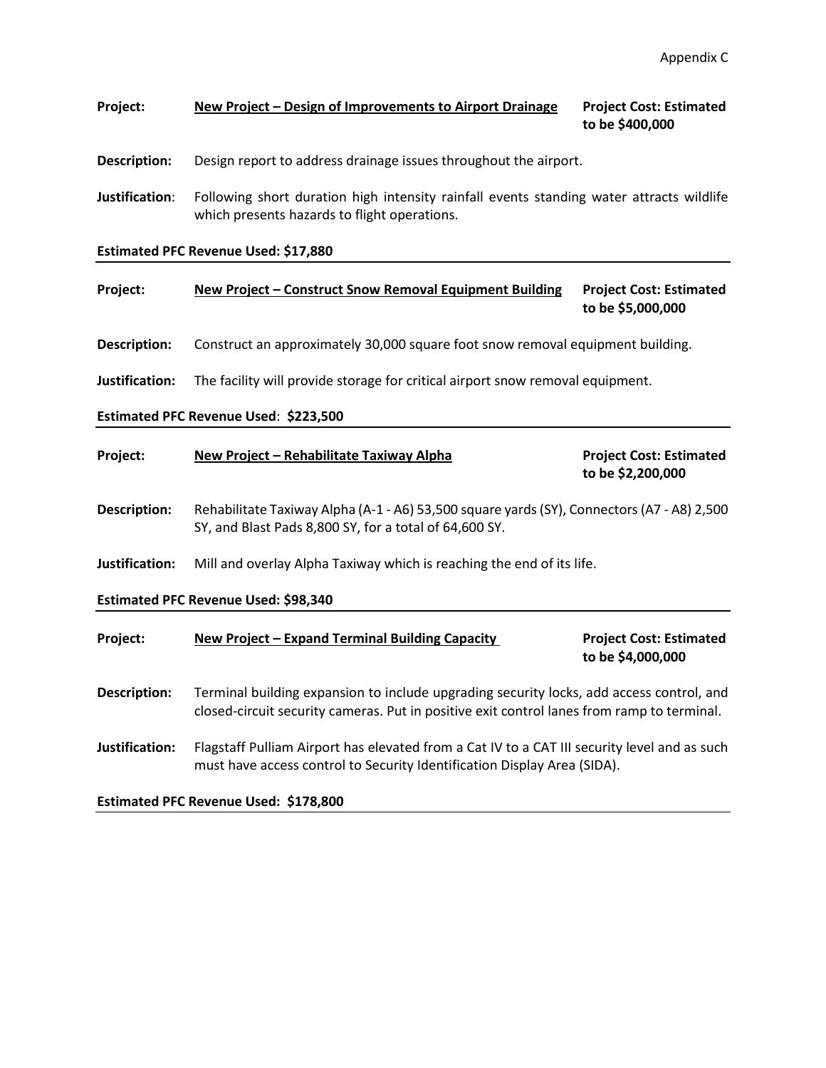**Project:** **New Project – Design of Improvements to Airport Drainage** **Project Cost: Estimated to be $400,000**

**Description:** Design report to address drainage issues throughout the airport.

**Justification**: Following short duration high intensity rainfall events standing water attracts wildlife which presents hazards to flight operations.

**Estimated PFC Revenue Used: $17,880**

---

**Project:** **New Project – Construct Snow Removal Equipment Building** **Project Cost: Estimated to be $5,000,000**

**Description:** Construct an approximately 30,000 square foot snow removal equipment building.

**Justification:** The facility will provide storage for critical airport snow removal equipment.

**Estimated PFC Revenue Used**: **$223,500**

---

**Project:** **New Project – Rehabilitate Taxiway Alpha** **Project Cost: Estimated to be $2,200,000**

**Description:** Rehabilitate Taxiway Alpha (A-1 - A6) 53,500 square yards (SY), Connectors (A7 - A8) 2,500 SY, and Blast Pads 8,800 SY, for a total of 64,600 SY.

**Justification:** Mill and overlay Alpha Taxiway which is reaching the end of its life.

**Estimated PFC Revenue Used: $98,340**

---

**Project:** **New Project – Expand Terminal Building Capacity** **Project Cost: Estimated to be $4,000,000**

**Description:** Terminal building expansion to include upgrading security locks, add access control, and closed-circuit security cameras. Put in positive exit control lanes from ramp to terminal.

**Justification:** Flagstaff Pulliam Airport has elevated from a Cat IV to a CAT III security level and as such must have access control to Security Identification Display Area (SIDA).

**Estimated PFC Revenue Used: $178,800**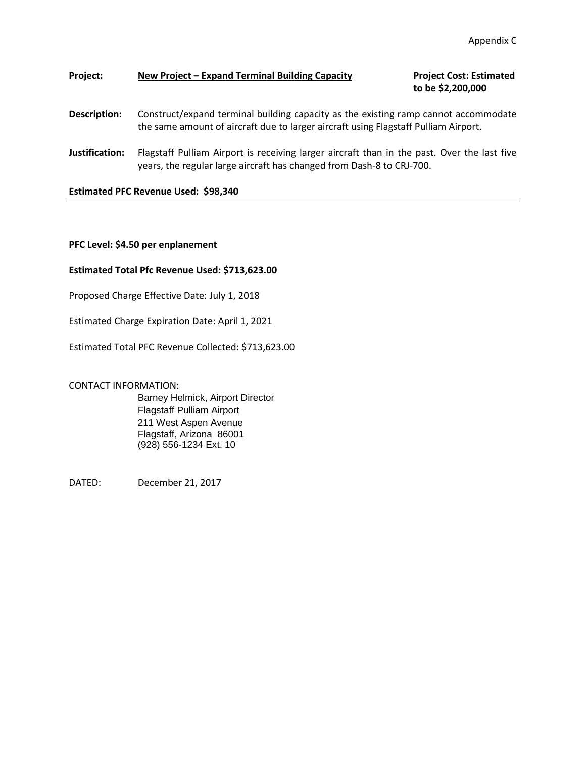Appendix C

**Project:** **New Project – Expand Terminal Building Capacity** **Project Cost: Estimated to be $2,200,000**

**Description:** Construct/expand terminal building capacity as the existing ramp cannot accommodate the same amount of aircraft due to larger aircraft using Flagstaff Pulliam Airport.

**Justification:** Flagstaff Pulliam Airport is receiving larger aircraft than in the past. Over the last five years, the regular large aircraft has changed from Dash-8 to CRJ-700.

**Estimated PFC Revenue Used: $98,340**

---

**PFC Level: $4.50 per enplanement**

**Estimated Total Pfc Revenue Used: $713,623.00**

Proposed Charge Effective Date: July 1, 2018

Estimated Charge Expiration Date: April 1, 2021

Estimated Total PFC Revenue Collected: $713,623.00

CONTACT INFORMATION:

Barney Helmick, Airport Director
Flagstaff Pulliam Airport
211 West Aspen Avenue
Flagstaff, Arizona 86001
(928) 556-1234 Ext. 10

DATED: December 21, 2017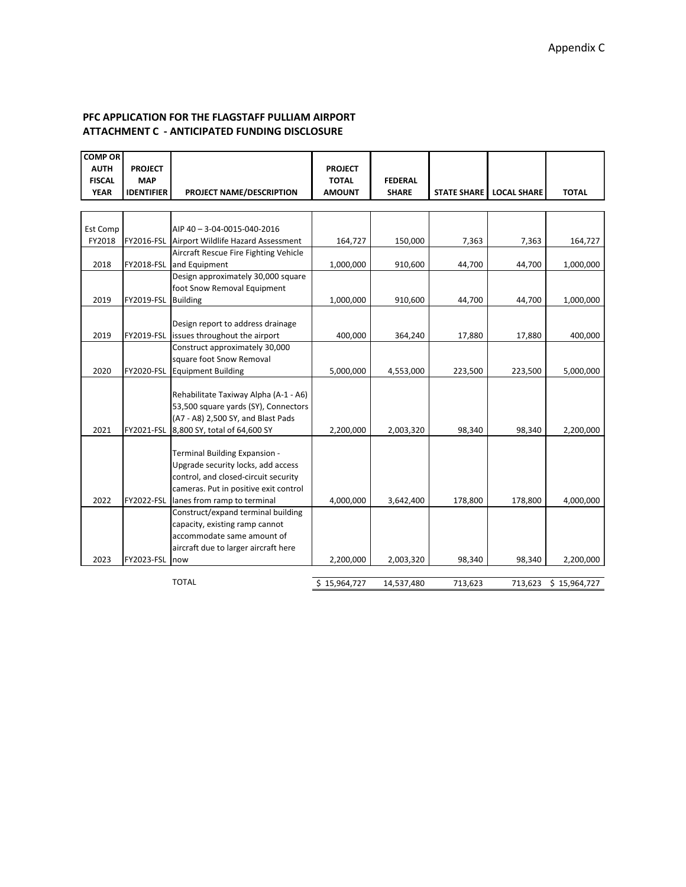Appendix C

**PFC APPLICATION FOR THE FLAGSTAFF PULLIAM AIRPORT**
**ATTACHMENT C - ANTICIPATED FUNDING DISCLOSURE**

| COMP OR AUTH FISCAL YEAR | PROJECT MAP IDENTIFIER | PROJECT NAME/DESCRIPTION | PROJECT TOTAL AMOUNT | FEDERAL SHARE | STATE SHARE | LOCAL SHARE | TOTAL |
|---|---|---|---|---|---|---|---|
| Est Comp FY2018 | FY2016-FSL | AIP 40 – 3-04-0015-040-2016 Airport Wildlife Hazard Assessment | 164,727 | 150,000 | 7,363 | 7,363 | 164,727 |
| 2018 | FY2018-FSL | Aircraft Rescue Fire Fighting Vehicle and Equipment | 1,000,000 | 910,600 | 44,700 | 44,700 | 1,000,000 |
| 2019 | FY2019-FSL | Design approximately 30,000 square foot Snow Removal Equipment Building | 1,000,000 | 910,600 | 44,700 | 44,700 | 1,000,000 |
| 2019 | FY2019-FSL | Design report to address drainage issues throughout the airport | 400,000 | 364,240 | 17,880 | 17,880 | 400,000 |
| 2020 | FY2020-FSL | Construct approximately 30,000 square foot Snow Removal Equipment Building | 5,000,000 | 4,553,000 | 223,500 | 223,500 | 5,000,000 |
| 2021 | FY2021-FSL | Rehabilitate Taxiway Alpha (A-1 - A6) 53,500 square yards (SY), Connectors (A7 - A8) 2,500 SY, and Blast Pads 8,800 SY, total of 64,600 SY | 2,200,000 | 2,003,320 | 98,340 | 98,340 | 2,200,000 |
| 2022 | FY2022-FSL | Terminal Building Expansion - Upgrade security locks, add access control, and closed-circuit security cameras. Put in positive exit control lanes from ramp to terminal | 4,000,000 | 3,642,400 | 178,800 | 178,800 | 4,000,000 |
| 2023 | FY2023-FSL | Construct/expand terminal building capacity, existing ramp cannot accommodate same amount of aircraft due to larger aircraft here now | 2,200,000 | 2,003,320 | 98,340 | 98,340 | 2,200,000 |
| | | TOTAL | $ 15,964,727 | 14,537,480 | 713,623 | 713,623 | $ 15,964,727 |